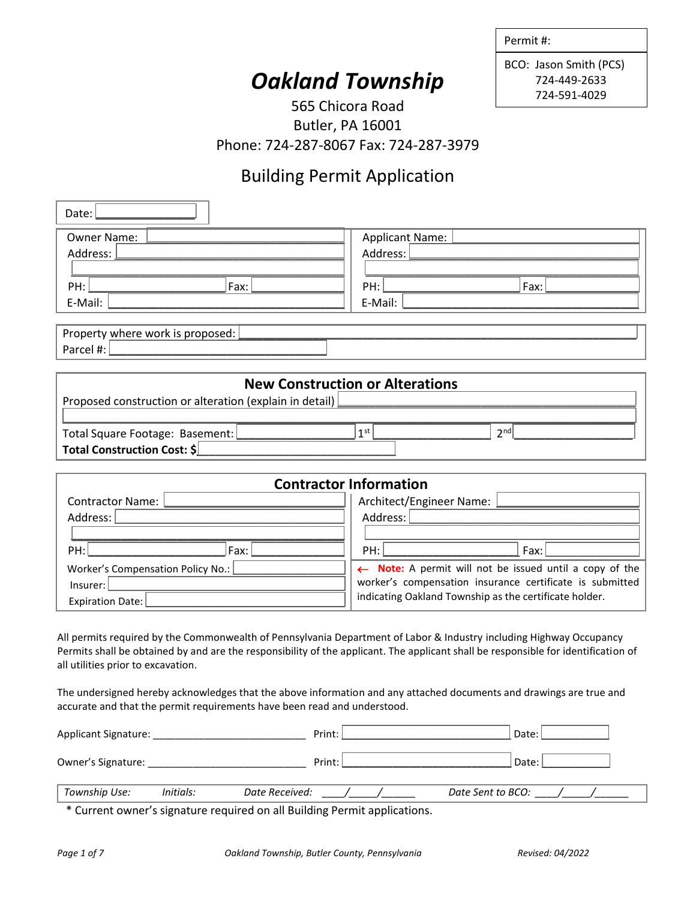| Permit #: |
| --- |
| BCO: Jason Smith (PCS)<br>724-449-2633<br>724-591-4029 |

# *Oakland Township*

565 Chicora Road
Butler, PA 16001
Phone: 724-287-8067 Fax: 724-287-3979

## Building Permit Application

Date: ____________

| Owner Name: | Applicant Name: |
| --- | --- |
| Address: | Address: |
| | |
| PH: Fax: | PH: Fax: |
| E-Mail: | E-Mail: |

Property where work is proposed: ____________
Parcel #: ____________

### New Construction or Alterations

Proposed construction or alteration (explain in detail) ____________

Total Square Footage: Basement: ____________ 1st ____________ 2nd ____________

**Total Construction Cost: $** ____________

### Contractor Information

| Contractor Name: | Architect/Engineer Name: |
| --- | --- |
| Address: | Address: |
| | |
| PH: Fax: | PH: Fax: |
| Worker's Compensation Policy No.: | ← **Note:** A permit will not be issued until a copy of the worker's compensation insurance certificate is submitted indicating Oakland Township as the certificate holder. |
| Insurer: | |
| Expiration Date: | |

All permits required by the Commonwealth of Pennsylvania Department of Labor & Industry including Highway Occupancy Permits shall be obtained by and are the responsibility of the applicant. The applicant shall be responsible for identification of all utilities prior to excavation.

The undersigned hereby acknowledges that the above information and any attached documents and drawings are true and accurate and that the permit requirements have been read and understood.

Applicant Signature: ____________ Print: ____________ Date: ____________

Owner's Signature: ____________ Print: ____________ Date: ____________

| *Township Use:* | *Initials:* | *Date Received:* ____/_____/______ | *Date Sent to BCO:* ____/_____/______ |
| --- | --- | --- | --- |

\* Current owner's signature required on all Building Permit applications.

*Revised: 04/2022*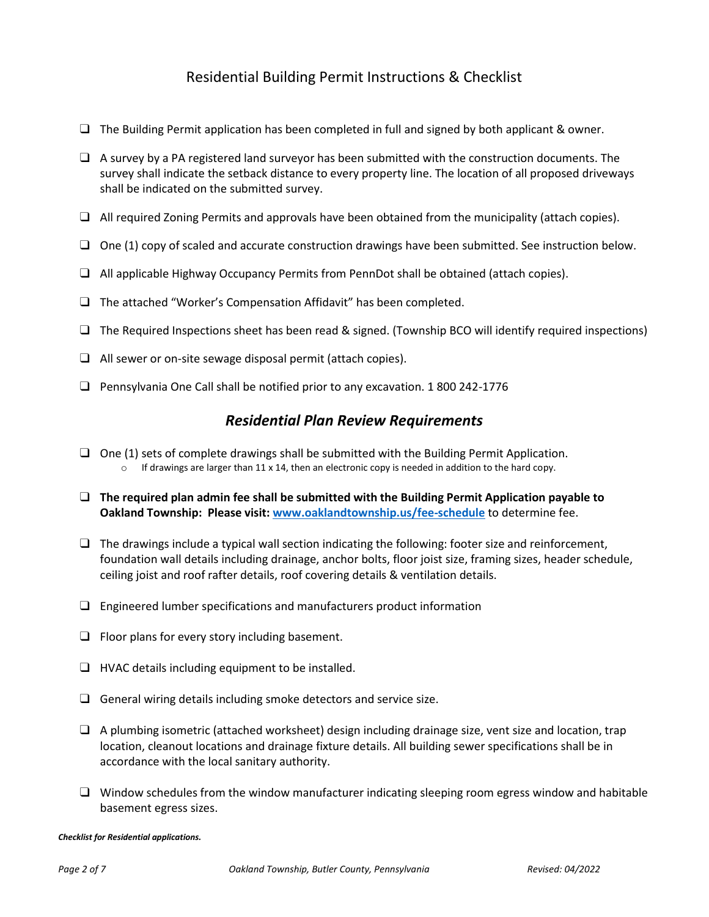# Residential Building Permit Instructions & Checklist

- ❑ The Building Permit application has been completed in full and signed by both applicant & owner.
- ❑ A survey by a PA registered land surveyor has been submitted with the construction documents. The survey shall indicate the setback distance to every property line. The location of all proposed driveways shall be indicated on the submitted survey.
- ❑ All required Zoning Permits and approvals have been obtained from the municipality (attach copies).
- ❑ One (1) copy of scaled and accurate construction drawings have been submitted. See instruction below.
- ❑ All applicable Highway Occupancy Permits from PennDot shall be obtained (attach copies).
- ❑ The attached "Worker's Compensation Affidavit" has been completed.
- ❑ The Required Inspections sheet has been read & signed. (Township BCO will identify required inspections)
- ❑ All sewer or on-site sewage disposal permit (attach copies).
- ❑ Pennsylvania One Call shall be notified prior to any excavation. 1 800 242-1776

## *Residential Plan Review Requirements*

- ❑ One (1) sets of complete drawings shall be submitted with the Building Permit Application.
  - If drawings are larger than 11 x 14, then an electronic copy is needed in addition to the hard copy.
- ❑ **The required plan admin fee shall be submitted with the Building Permit Application payable to Oakland Township: Please visit: [www.oaklandtownship.us/fee-schedule](http://www.oaklandtownship.us/fee-schedule)** to determine fee.
- ❑ The drawings include a typical wall section indicating the following: footer size and reinforcement, foundation wall details including drainage, anchor bolts, floor joist size, framing sizes, header schedule, ceiling joist and roof rafter details, roof covering details & ventilation details.
- ❑ Engineered lumber specifications and manufacturers product information
- ❑ Floor plans for every story including basement.
- ❑ HVAC details including equipment to be installed.
- ❑ General wiring details including smoke detectors and service size.
- ❑ A plumbing isometric (attached worksheet) design including drainage size, vent size and location, trap location, cleanout locations and drainage fixture details. All building sewer specifications shall be in accordance with the local sanitary authority.
- ❑ Window schedules from the window manufacturer indicating sleeping room egress window and habitable basement egress sizes.

***Checklist for Residential applications.***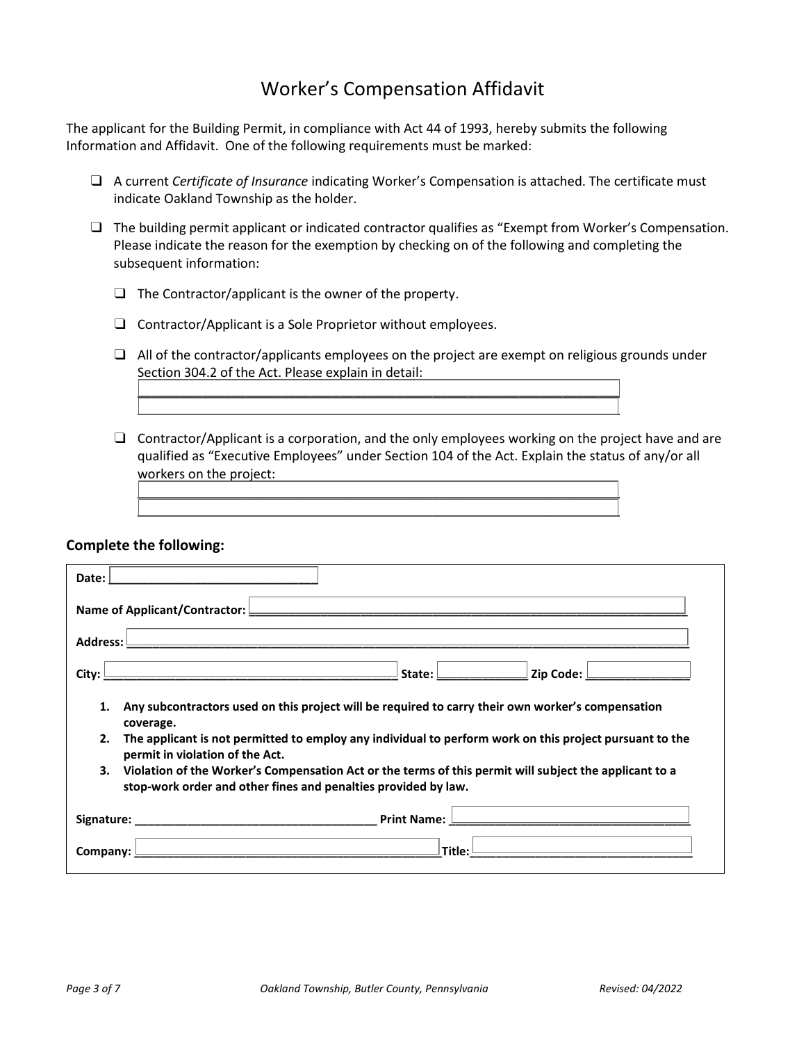# Worker's Compensation Affidavit

The applicant for the Building Permit, in compliance with Act 44 of 1993, hereby submits the following Information and Affidavit. One of the following requirements must be marked:

- ❑ A current *Certificate of Insurance* indicating Worker's Compensation is attached. The certificate must indicate Oakland Township as the holder.
- ❑ The building permit applicant or indicated contractor qualifies as "Exempt from Worker's Compensation. Please indicate the reason for the exemption by checking on of the following and completing the subsequent information:
  - ❑ The Contractor/applicant is the owner of the property.
  - ❑ Contractor/Applicant is a Sole Proprietor without employees.
  - ❑ All of the contractor/applicants employees on the project are exempt on religious grounds under Section 304.2 of the Act. Please explain in detail: ______________________________________________
    ______________________________________________
  - ❑ Contractor/Applicant is a corporation, and the only employees working on the project have and are qualified as "Executive Employees" under Section 104 of the Act. Explain the status of any/or all workers on the project: ______________________________________________
    ______________________________________________

### Complete the following:

**Date:** ______________________________

**Name of Applicant/Contractor:** ______________________________________________

**Address:** ______________________________________________

**City:** ______________________________ **State:** ____________ **Zip Code:** ______________

1. **Any subcontractors used on this project will be required to carry their own worker's compensation coverage.**
2. **The applicant is not permitted to employ any individual to perform work on this project pursuant to the permit in violation of the Act.**
3. **Violation of the Worker's Compensation Act or the terms of this permit will subject the applicant to a stop-work order and other fines and penalties provided by law.**

**Signature:** ___________________________________ **Print Name:** ___________________________________

**Company:** ___________________________________ **Title:** ___________________________________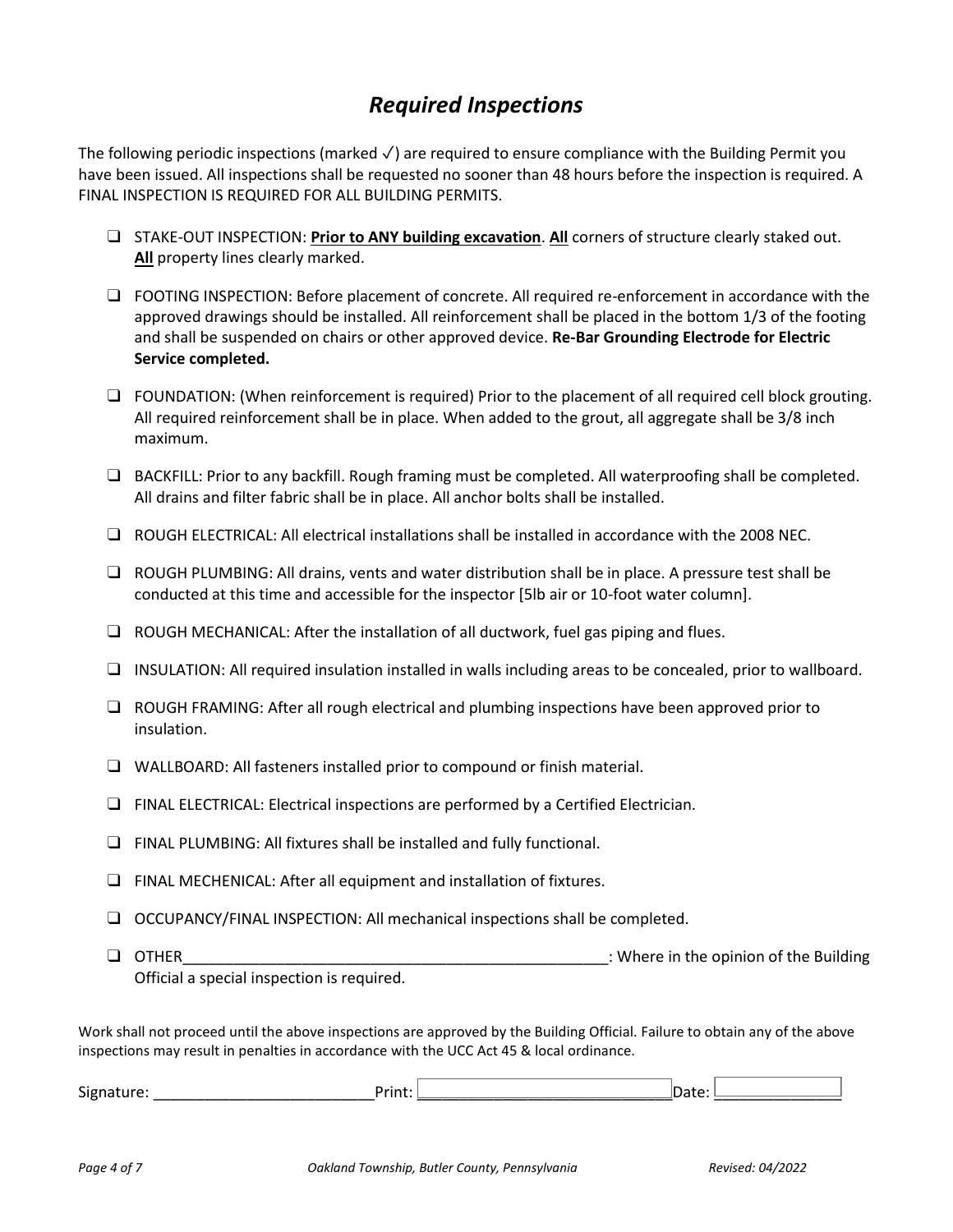# *Required Inspections*

The following periodic inspections (marked ✓) are required to ensure compliance with the Building Permit you have been issued. All inspections shall be requested no sooner than 48 hours before the inspection is required. A FINAL INSPECTION IS REQUIRED FOR ALL BUILDING PERMITS.

- ❑ STAKE-OUT INSPECTION: **Prior to ANY building excavation**. **All** corners of structure clearly staked out. **All** property lines clearly marked.
- ❑ FOOTING INSPECTION: Before placement of concrete. All required re-enforcement in accordance with the approved drawings should be installed. All reinforcement shall be placed in the bottom 1/3 of the footing and shall be suspended on chairs or other approved device. **Re-Bar Grounding Electrode for Electric Service completed.**
- ❑ FOUNDATION: (When reinforcement is required) Prior to the placement of all required cell block grouting. All required reinforcement shall be in place. When added to the grout, all aggregate shall be 3/8 inch maximum.
- ❑ BACKFILL: Prior to any backfill. Rough framing must be completed. All waterproofing shall be completed. All drains and filter fabric shall be in place. All anchor bolts shall be installed.
- ❑ ROUGH ELECTRICAL: All electrical installations shall be installed in accordance with the 2008 NEC.
- ❑ ROUGH PLUMBING: All drains, vents and water distribution shall be in place. A pressure test shall be conducted at this time and accessible for the inspector [5lb air or 10-foot water column].
- ❑ ROUGH MECHANICAL: After the installation of all ductwork, fuel gas piping and flues.
- ❑ INSULATION: All required insulation installed in walls including areas to be concealed, prior to wallboard.
- ❑ ROUGH FRAMING: After all rough electrical and plumbing inspections have been approved prior to insulation.
- ❑ WALLBOARD: All fasteners installed prior to compound or finish material.
- ❑ FINAL ELECTRICAL: Electrical inspections are performed by a Certified Electrician.
- ❑ FINAL PLUMBING: All fixtures shall be installed and fully functional.
- ❑ FINAL MECHENICAL: After all equipment and installation of fixtures.
- ❑ OCCUPANCY/FINAL INSPECTION: All mechanical inspections shall be completed.
- ❑ OTHER\_\_\_\_\_\_\_\_\_\_\_\_\_\_\_\_\_\_\_\_\_\_\_\_\_\_\_\_\_\_\_\_\_\_\_\_\_\_\_\_\_\_\_\_\_\_\_\_: Where in the opinion of the Building Official a special inspection is required.

Work shall not proceed until the above inspections are approved by the Building Official. Failure to obtain any of the above inspections may result in penalties in accordance with the UCC Act 45 & local ordinance.

Signature: \_\_\_\_\_\_\_\_\_\_\_\_\_\_\_\_\_\_\_\_\_\_\_\_\_ Print: \_\_\_\_\_\_\_\_\_\_\_\_\_\_\_\_\_\_\_\_\_\_\_\_\_\_\_\_ Date: \_\_\_\_\_\_\_\_\_\_\_\_\_\_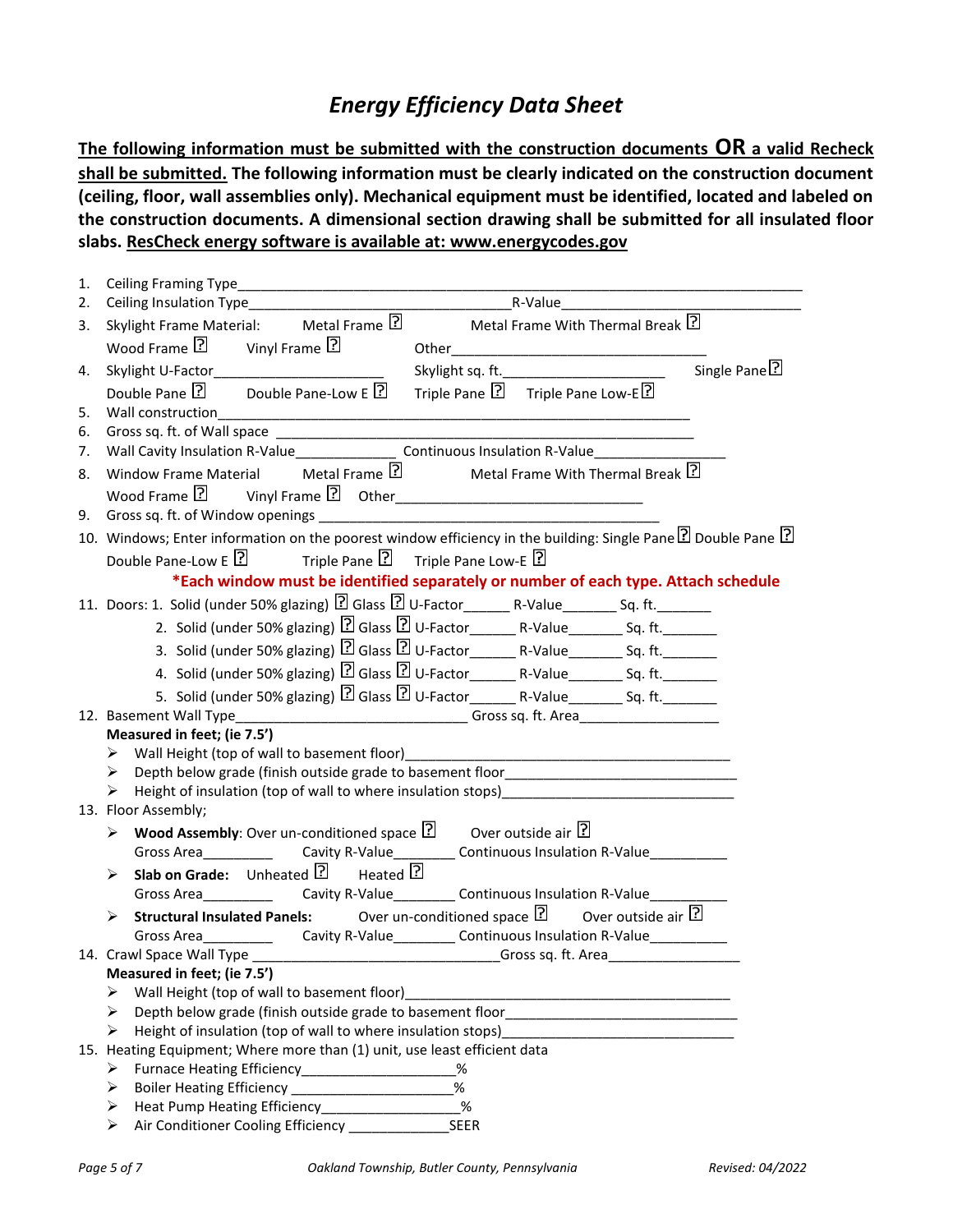# Energy Efficiency Data Sheet

**<u>The following information must be submitted with the construction documents OR a valid Recheck shall be submitted.</u> The following information must be clearly indicated on the construction document (ceiling, floor, wall assemblies only). Mechanical equipment must be identified, located and labeled on the construction documents. A dimensional section drawing shall be submitted for all insulated floor slabs. <u>ResCheck energy software is available at: www.energycodes.gov</u>**

1. Ceiling Framing Type____________________________________________________________________________
2. Ceiling Insulation Type_____________________________________R-Value___________________________________
3. Skylight Frame Material: Metal Frame ☐ Metal Frame With Thermal Break ☐
   Wood Frame ☐ Vinyl Frame ☐ Other_______________________________________
4. Skylight U-Factor________________________ Skylight sq. ft.________________________ Single Pane ☐
   Double Pane ☐ Double Pane-Low E ☐ Triple Pane ☐ Triple Pane Low-E ☐
5. Wall construction______________________________________________________________________
6. Gross sq. ft. of Wall space ______________________________________________________________
7. Wall Cavity Insulation R-Value_____________ Continuous Insulation R-Value_________________
8. Window Frame Material Metal Frame ☐ Metal Frame With Thermal Break ☐
   Wood Frame ☐ Vinyl Frame ☐ Other________________________________
9. Gross sq. ft. of Window openings _____________________________________________
10. Windows; Enter information on the poorest window efficiency in the building: Single Pane ☐ Double Pane ☐
    Double Pane-Low E ☐ Triple Pane ☐ Triple Pane Low-E ☐
    ***Each window must be identified separately or number of each type. Attach schedule**
11. Doors: 1. Solid (under 50% glazing) ☐ Glass ☐ U-Factor______ R-Value_______ Sq. ft._______
    2. Solid (under 50% glazing) ☐ Glass ☐ U-Factor______ R-Value_______ Sq. ft._______
    3. Solid (under 50% glazing) ☐ Glass ☐ U-Factor______ R-Value_______ Sq. ft._______
    4. Solid (under 50% glazing) ☐ Glass ☐ U-Factor______ R-Value_______ Sq. ft._______
    5. Solid (under 50% glazing) ☐ Glass ☐ U-Factor______ R-Value_______ Sq. ft._______
12. Basement Wall Type_____________________________ Gross sq. ft. Area_________________
    **Measured in feet; (ie 7.5')**
    - Wall Height (top of wall to basement floor)__________________________________________
    - Depth below grade (finish outside grade to basement floor______________________________
    - Height of insulation (top of wall to where insulation stops)______________________________
13. Floor Assembly;
    - **Wood Assembly**: Over un-conditioned space ☐ Over outside air ☐
      Gross Area_________ Cavity R-Value________ Continuous Insulation R-Value__________
    - **Slab on Grade:** Unheated ☐ Heated ☐
      Gross Area_________ Cavity R-Value________ Continuous Insulation R-Value__________
    - **Structural Insulated Panels:** Over un-conditioned space ☐ Over outside air ☐
      Gross Area_________ Cavity R-Value________ Continuous Insulation R-Value__________
14. Crawl Space Wall Type _______________________________Gross sq. ft. Area________________
    **Measured in feet; (ie 7.5')**
    - Wall Height (top of wall to basement floor)__________________________________________
    - Depth below grade (finish outside grade to basement floor______________________________
    - Height of insulation (top of wall to where insulation stops)______________________________
15. Heating Equipment; Where more than (1) unit, use least efficient data
    - Furnace Heating Efficiency____________________%
    - Boiler Heating Efficiency _____________________%
    - Heat Pump Heating Efficiency_________________%
    - Air Conditioner Cooling Efficiency _____________SEER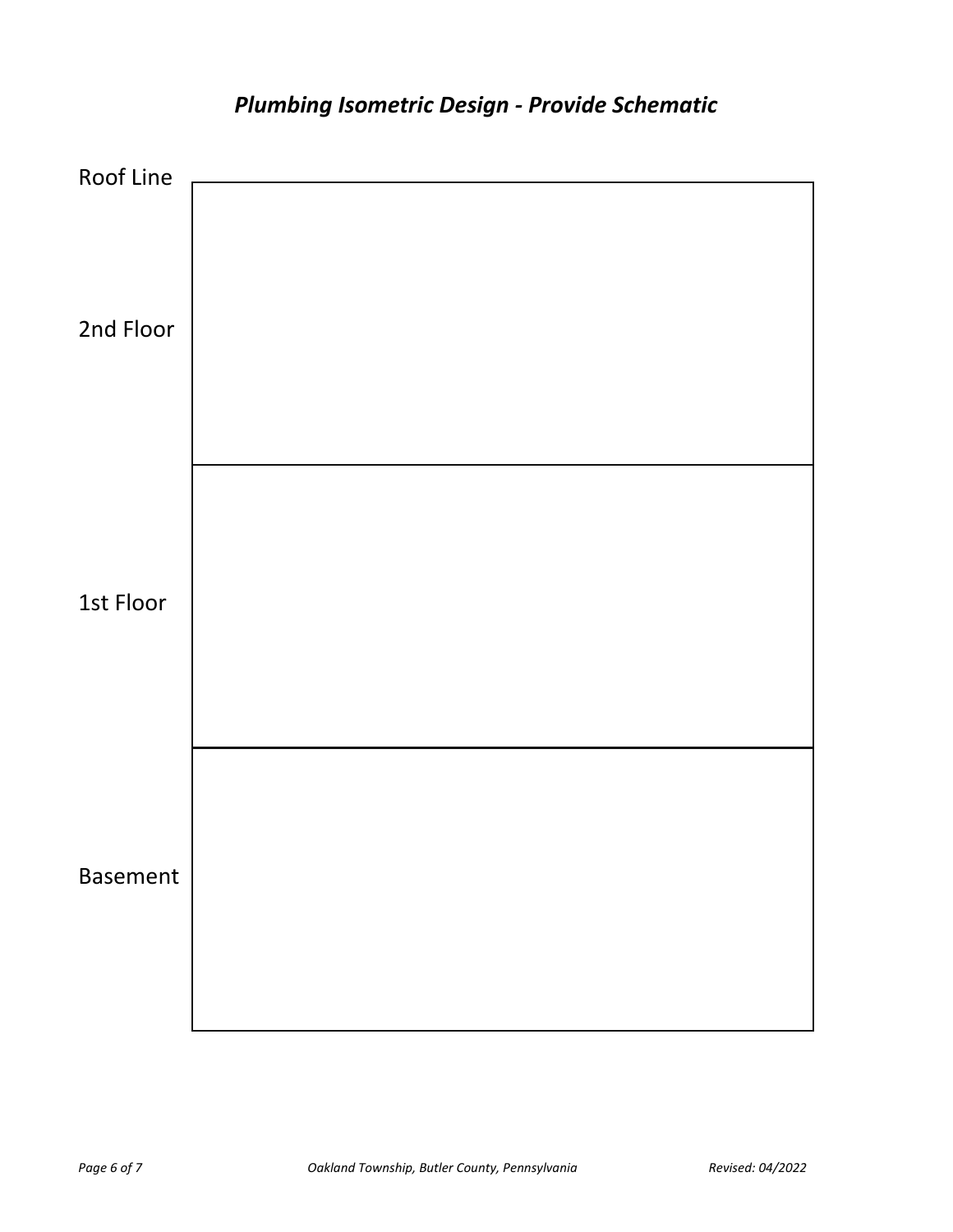# *Plumbing Isometric Design - Provide Schematic*

Roof Line

2nd Floor

1st Floor

Basement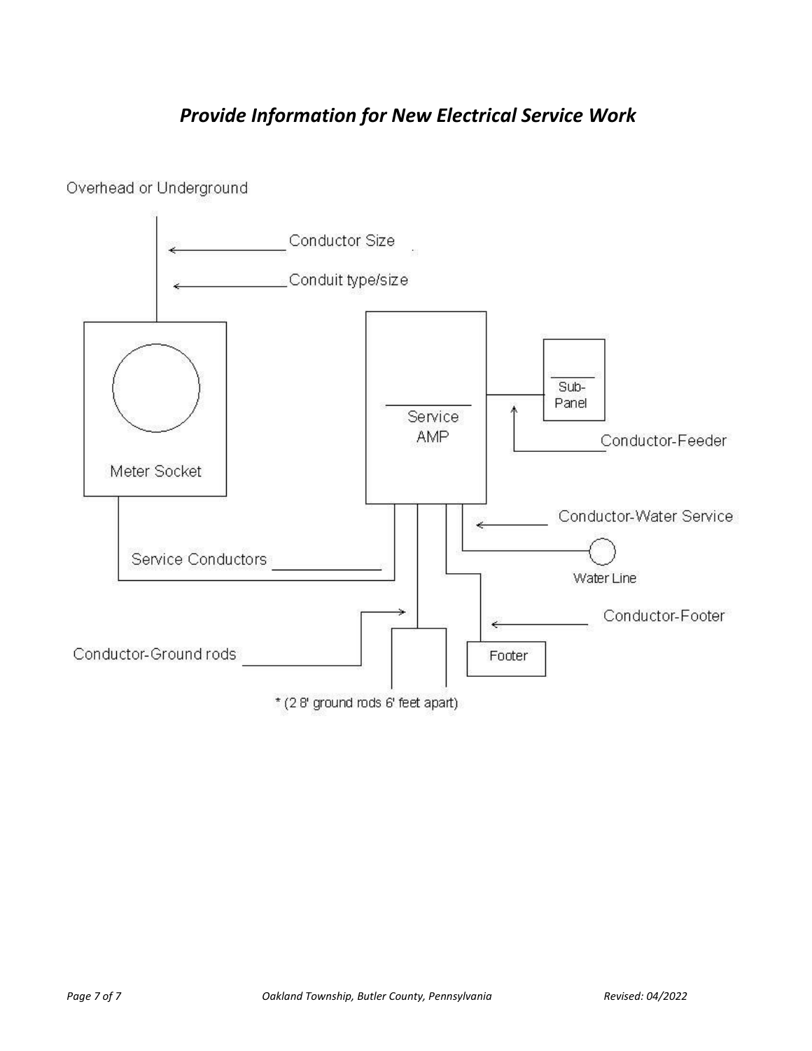# *Provide Information for New Electrical Service Work*

Overhead or Underground

Conductor Size

Conduit type/size

Meter Socket

Service AMP

Sub-Panel

Conductor-Feeder

Conductor-Water Service

Water Line

Service Conductors

Conductor-Footer

Conductor-Ground rods

Footer

* (2 8' ground rods 6' feet apart)